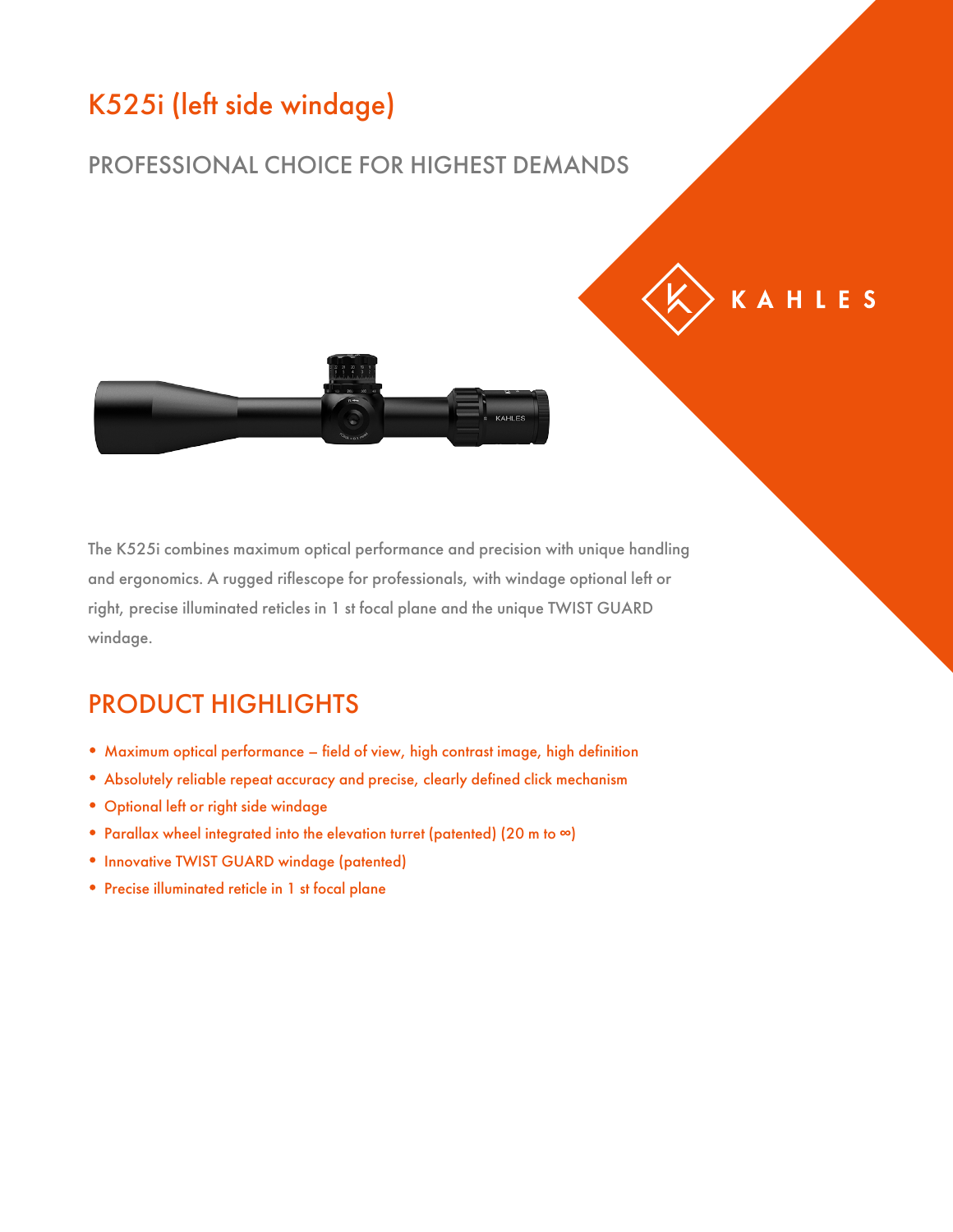# K525i (left side windage)

## PROFESSIONAL CHOICE FOR HIGHEST DEMANDS

KAHLES

The K525i combines maximum optical performance and precision with unique handling and ergonomics. A rugged riflescope for professionals, with windage optional left or right, precise illuminated reticles in 1 st focal plane and the unique TWIST GUARD windage.

## PRODUCT HIGHLIGHTS

- Maximum optical performance – field of view, high contrast image, high definition
- Absolutely reliable repeat accuracy and precise, clearly defined click mechanism
- Optional left or right side windage
- Parallax wheel integrated into the elevation turret (patented) (20 m to ∞)
- Innovative TWIST GUARD windage (patented)
- Precise illuminated reticle in 1 st focal plane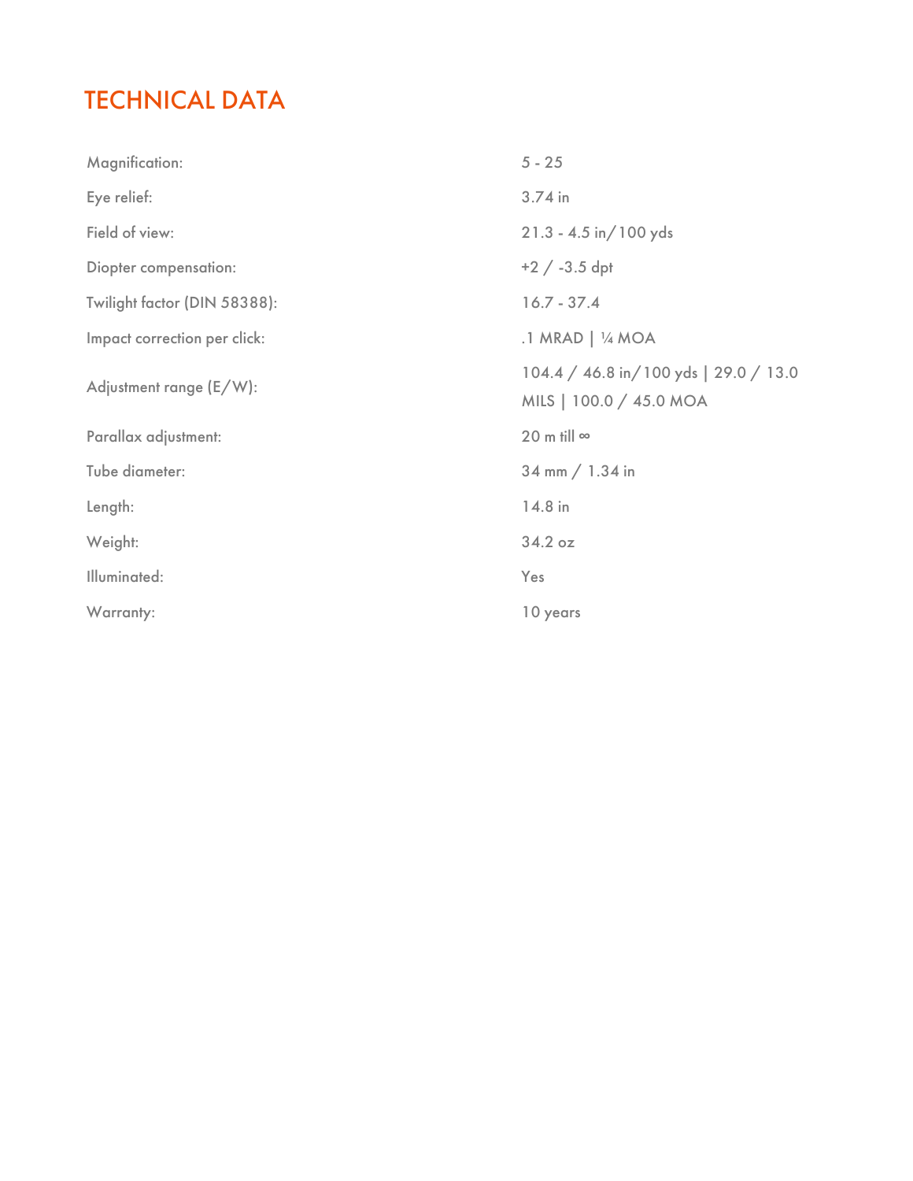## TECHNICAL DATA

| | |
|---|---|
| Magnification: | 5 - 25 |
| Eye relief: | 3.74 in |
| Field of view: | 21.3 - 4.5 in/100 yds |
| Diopter compensation: | +2 / -3.5 dpt |
| Twilight factor (DIN 58388): | 16.7 - 37.4 |
| Impact correction per click: | .1 MRAD \| ¼ MOA |
| Adjustment range (E/W): | 104.4 / 46.8 in/100 yds \| 29.0 / 13.0 MILS \| 100.0 / 45.0 MOA |
| Parallax adjustment: | 20 m till ∞ |
| Tube diameter: | 34 mm / 1.34 in |
| Length: | 14.8 in |
| Weight: | 34.2 oz |
| Illuminated: | Yes |
| Warranty: | 10 years |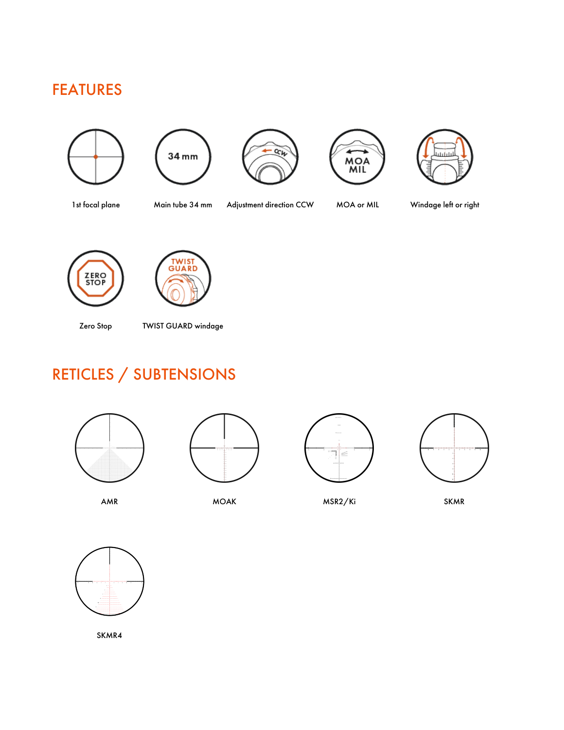## FEATURES

1st focal plane

34 mm

Main tube 34 mm

CCW

Adjustment direction CCW

MOA MIL

MOA or MIL

Windage left or right

ZERO STOP

Zero Stop

TWIST GUARD

TWIST GUARD windage

## RETICLES / SUBTENSIONS

AMR

MOAK

MSR2/Ki

SKMR

SKMR4